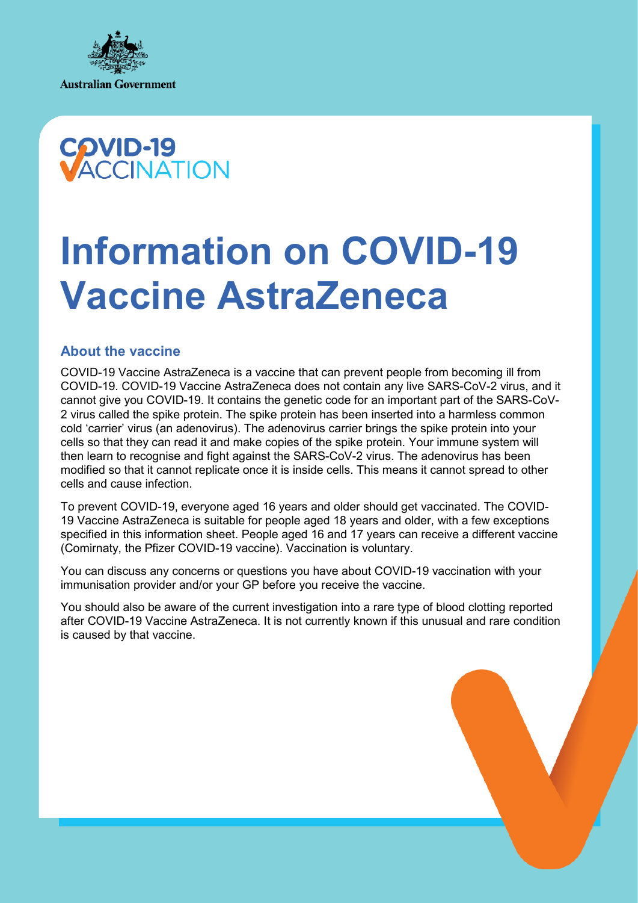Australian Government

COVID-19 VACCINATION

# Information on COVID-19 Vaccine AstraZeneca

## About the vaccine

COVID-19 Vaccine AstraZeneca is a vaccine that can prevent people from becoming ill from COVID-19. COVID-19 Vaccine AstraZeneca does not contain any live SARS-CoV-2 virus, and it cannot give you COVID-19. It contains the genetic code for an important part of the SARS-CoV-2 virus called the spike protein. The spike protein has been inserted into a harmless common cold 'carrier' virus (an adenovirus). The adenovirus carrier brings the spike protein into your cells so that they can read it and make copies of the spike protein. Your immune system will then learn to recognise and fight against the SARS-CoV-2 virus. The adenovirus has been modified so that it cannot replicate once it is inside cells. This means it cannot spread to other cells and cause infection.

To prevent COVID-19, everyone aged 16 years and older should get vaccinated. The COVID-19 Vaccine AstraZeneca is suitable for people aged 18 years and older, with a few exceptions specified in this information sheet. People aged 16 and 17 years can receive a different vaccine (Comirnaty, the Pfizer COVID-19 vaccine). Vaccination is voluntary.

You can discuss any concerns or questions you have about COVID-19 vaccination with your immunisation provider and/or your GP before you receive the vaccine.

You should also be aware of the current investigation into a rare type of blood clotting reported after COVID-19 Vaccine AstraZeneca. It is not currently known if this unusual and rare condition is caused by that vaccine.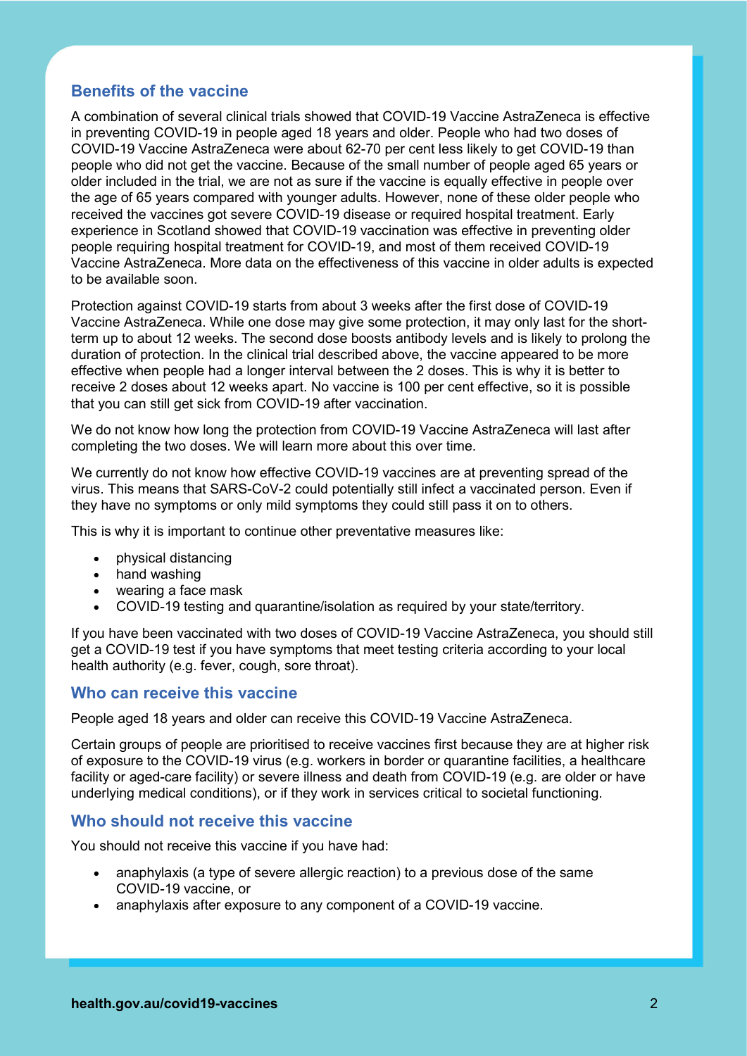## Benefits of the vaccine

A combination of several clinical trials showed that COVID-19 Vaccine AstraZeneca is effective in preventing COVID-19 in people aged 18 years and older. People who had two doses of COVID-19 Vaccine AstraZeneca were about 62-70 per cent less likely to get COVID-19 than people who did not get the vaccine. Because of the small number of people aged 65 years or older included in the trial, we are not as sure if the vaccine is equally effective in people over the age of 65 years compared with younger adults. However, none of these older people who received the vaccines got severe COVID-19 disease or required hospital treatment. Early experience in Scotland showed that COVID-19 vaccination was effective in preventing older people requiring hospital treatment for COVID-19, and most of them received COVID-19 Vaccine AstraZeneca. More data on the effectiveness of this vaccine in older adults is expected to be available soon.

Protection against COVID-19 starts from about 3 weeks after the first dose of COVID-19 Vaccine AstraZeneca. While one dose may give some protection, it may only last for the short-term up to about 12 weeks. The second dose boosts antibody levels and is likely to prolong the duration of protection. In the clinical trial described above, the vaccine appeared to be more effective when people had a longer interval between the 2 doses. This is why it is better to receive 2 doses about 12 weeks apart. No vaccine is 100 per cent effective, so it is possible that you can still get sick from COVID-19 after vaccination.

We do not know how long the protection from COVID-19 Vaccine AstraZeneca will last after completing the two doses. We will learn more about this over time.

We currently do not know how effective COVID-19 vaccines are at preventing spread of the virus. This means that SARS-CoV-2 could potentially still infect a vaccinated person. Even if they have no symptoms or only mild symptoms they could still pass it on to others.

This is why it is important to continue other preventative measures like:

- physical distancing
- hand washing
- wearing a face mask
- COVID-19 testing and quarantine/isolation as required by your state/territory.

If you have been vaccinated with two doses of COVID-19 Vaccine AstraZeneca, you should still get a COVID-19 test if you have symptoms that meet testing criteria according to your local health authority (e.g. fever, cough, sore throat).

## Who can receive this vaccine

People aged 18 years and older can receive this COVID-19 Vaccine AstraZeneca.

Certain groups of people are prioritised to receive vaccines first because they are at higher risk of exposure to the COVID-19 virus (e.g. workers in border or quarantine facilities, a healthcare facility or aged-care facility) or severe illness and death from COVID-19 (e.g. are older or have underlying medical conditions), or if they work in services critical to societal functioning.

## Who should not receive this vaccine

You should not receive this vaccine if you have had:

- anaphylaxis (a type of severe allergic reaction) to a previous dose of the same COVID-19 vaccine, or
- anaphylaxis after exposure to any component of a COVID-19 vaccine.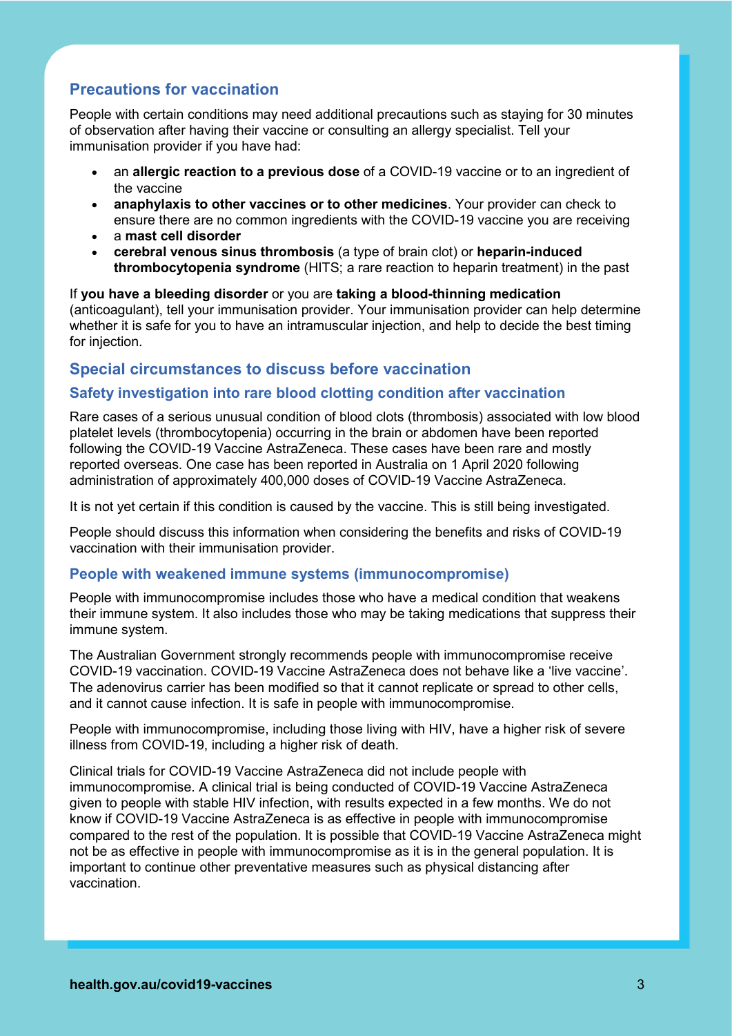## Precautions for vaccination

People with certain conditions may need additional precautions such as staying for 30 minutes of observation after having their vaccine or consulting an allergy specialist. Tell your immunisation provider if you have had:

- an **allergic reaction to a previous dose** of a COVID-19 vaccine or to an ingredient of the vaccine
- **anaphylaxis to other vaccines or to other medicines**. Your provider can check to ensure there are no common ingredients with the COVID-19 vaccine you are receiving
- a **mast cell disorder**
- **cerebral venous sinus thrombosis** (a type of brain clot) or **heparin-induced thrombocytopenia syndrome** (HITS; a rare reaction to heparin treatment) in the past

If **you have a bleeding disorder** or you are **taking a blood-thinning medication** (anticoagulant), tell your immunisation provider. Your immunisation provider can help determine whether it is safe for you to have an intramuscular injection, and help to decide the best timing for injection.

## Special circumstances to discuss before vaccination

### Safety investigation into rare blood clotting condition after vaccination

Rare cases of a serious unusual condition of blood clots (thrombosis) associated with low blood platelet levels (thrombocytopenia) occurring in the brain or abdomen have been reported following the COVID-19 Vaccine AstraZeneca. These cases have been rare and mostly reported overseas. One case has been reported in Australia on 1 April 2020 following administration of approximately 400,000 doses of COVID-19 Vaccine AstraZeneca.

It is not yet certain if this condition is caused by the vaccine. This is still being investigated.

People should discuss this information when considering the benefits and risks of COVID-19 vaccination with their immunisation provider.

### People with weakened immune systems (immunocompromise)

People with immunocompromise includes those who have a medical condition that weakens their immune system. It also includes those who may be taking medications that suppress their immune system.

The Australian Government strongly recommends people with immunocompromise receive COVID-19 vaccination. COVID-19 Vaccine AstraZeneca does not behave like a 'live vaccine'. The adenovirus carrier has been modified so that it cannot replicate or spread to other cells, and it cannot cause infection. It is safe in people with immunocompromise.

People with immunocompromise, including those living with HIV, have a higher risk of severe illness from COVID-19, including a higher risk of death.

Clinical trials for COVID-19 Vaccine AstraZeneca did not include people with immunocompromise. A clinical trial is being conducted of COVID-19 Vaccine AstraZeneca given to people with stable HIV infection, with results expected in a few months. We do not know if COVID-19 Vaccine AstraZeneca is as effective in people with immunocompromise compared to the rest of the population. It is possible that COVID-19 Vaccine AstraZeneca might not be as effective in people with immunocompromise as it is in the general population. It is important to continue other preventative measures such as physical distancing after vaccination.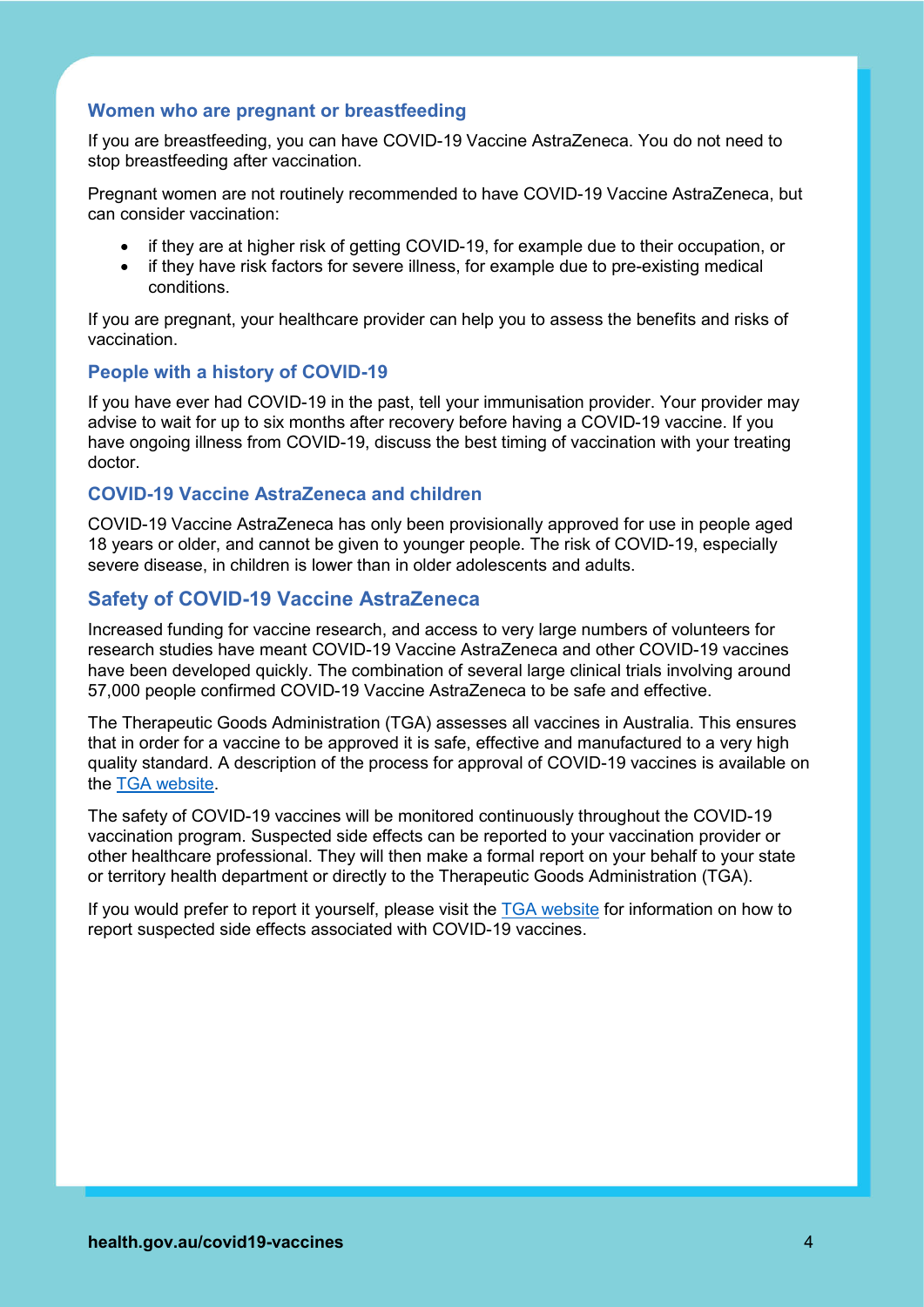## Women who are pregnant or breastfeeding

If you are breastfeeding, you can have COVID-19 Vaccine AstraZeneca. You do not need to stop breastfeeding after vaccination.

Pregnant women are not routinely recommended to have COVID-19 Vaccine AstraZeneca, but can consider vaccination:

- if they are at higher risk of getting COVID-19, for example due to their occupation, or
- if they have risk factors for severe illness, for example due to pre-existing medical conditions.

If you are pregnant, your healthcare provider can help you to assess the benefits and risks of vaccination.

## People with a history of COVID-19

If you have ever had COVID-19 in the past, tell your immunisation provider. Your provider may advise to wait for up to six months after recovery before having a COVID-19 vaccine. If you have ongoing illness from COVID-19, discuss the best timing of vaccination with your treating doctor.

## COVID-19 Vaccine AstraZeneca and children

COVID-19 Vaccine AstraZeneca has only been provisionally approved for use in people aged 18 years or older, and cannot be given to younger people. The risk of COVID-19, especially severe disease, in children is lower than in older adolescents and adults.

## Safety of COVID-19 Vaccine AstraZeneca

Increased funding for vaccine research, and access to very large numbers of volunteers for research studies have meant COVID-19 Vaccine AstraZeneca and other COVID-19 vaccines have been developed quickly. The combination of several large clinical trials involving around 57,000 people confirmed COVID-19 Vaccine AstraZeneca to be safe and effective.

The Therapeutic Goods Administration (TGA) assesses all vaccines in Australia. This ensures that in order for a vaccine to be approved it is safe, effective and manufactured to a very high quality standard. A description of the process for approval of COVID-19 vaccines is available on the TGA website.

The safety of COVID-19 vaccines will be monitored continuously throughout the COVID-19 vaccination program. Suspected side effects can be reported to your vaccination provider or other healthcare professional. They will then make a formal report on your behalf to your state or territory health department or directly to the Therapeutic Goods Administration (TGA).

If you would prefer to report it yourself, please visit the TGA website for information on how to report suspected side effects associated with COVID-19 vaccines.